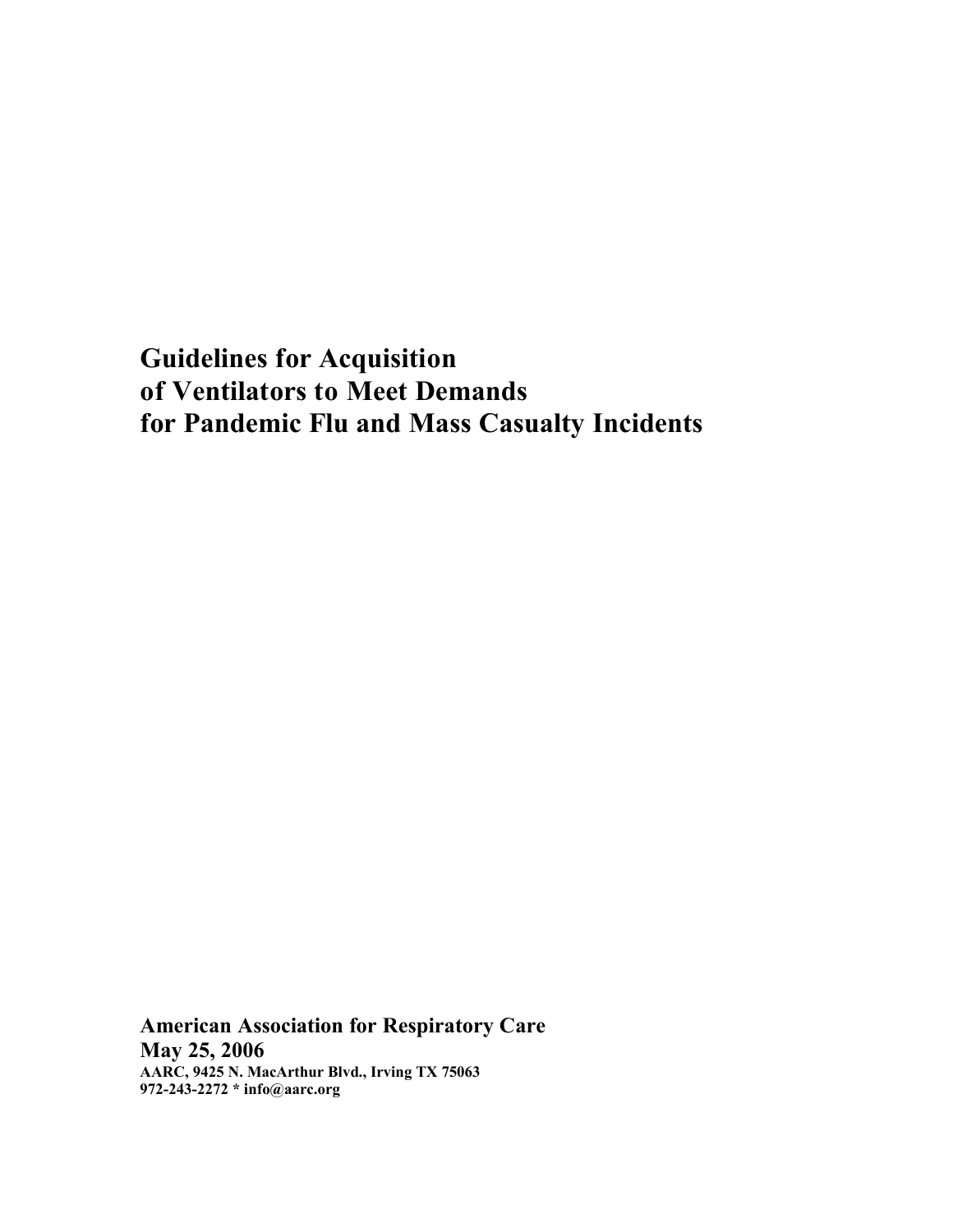# Guidelines for Acquisition of Ventilators to Meet Demands for Pandemic Flu and Mass Casualty Incidents

**American Association for Respiratory Care**
**May 25, 2006**
**AARC, 9425 N. MacArthur Blvd., Irving TX 75063**
**972-243-2272 * info@aarc.org**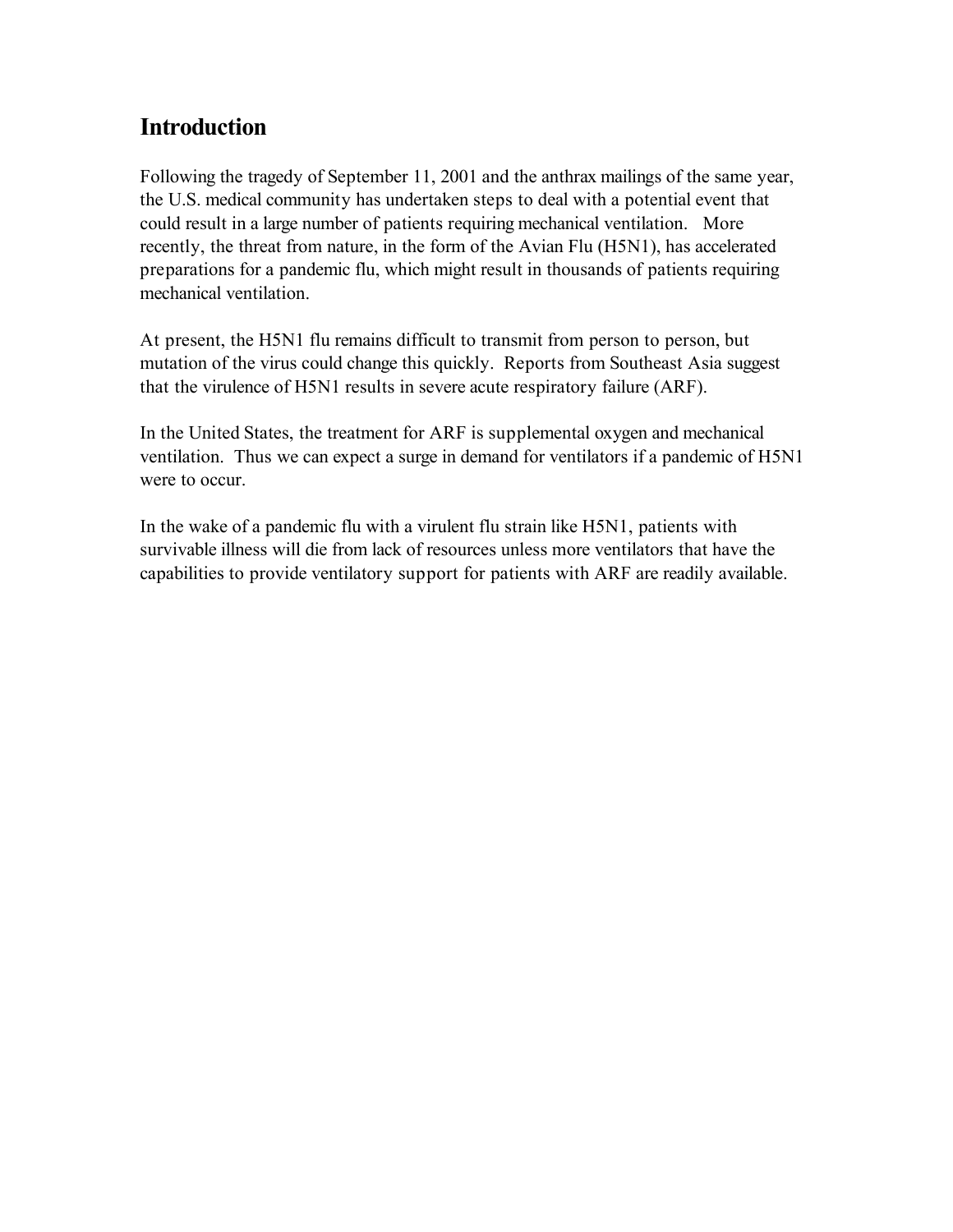## Introduction

Following the tragedy of September 11, 2001 and the anthrax mailings of the same year, the U.S. medical community has undertaken steps to deal with a potential event that could result in a large number of patients requiring mechanical ventilation. More recently, the threat from nature, in the form of the Avian Flu (H5N1), has accelerated preparations for a pandemic flu, which might result in thousands of patients requiring mechanical ventilation.

At present, the H5N1 flu remains difficult to transmit from person to person, but mutation of the virus could change this quickly. Reports from Southeast Asia suggest that the virulence of H5N1 results in severe acute respiratory failure (ARF).

In the United States, the treatment for ARF is supplemental oxygen and mechanical ventilation. Thus we can expect a surge in demand for ventilators if a pandemic of H5N1 were to occur.

In the wake of a pandemic flu with a virulent flu strain like H5N1, patients with survivable illness will die from lack of resources unless more ventilators that have the capabilities to provide ventilatory support for patients with ARF are readily available.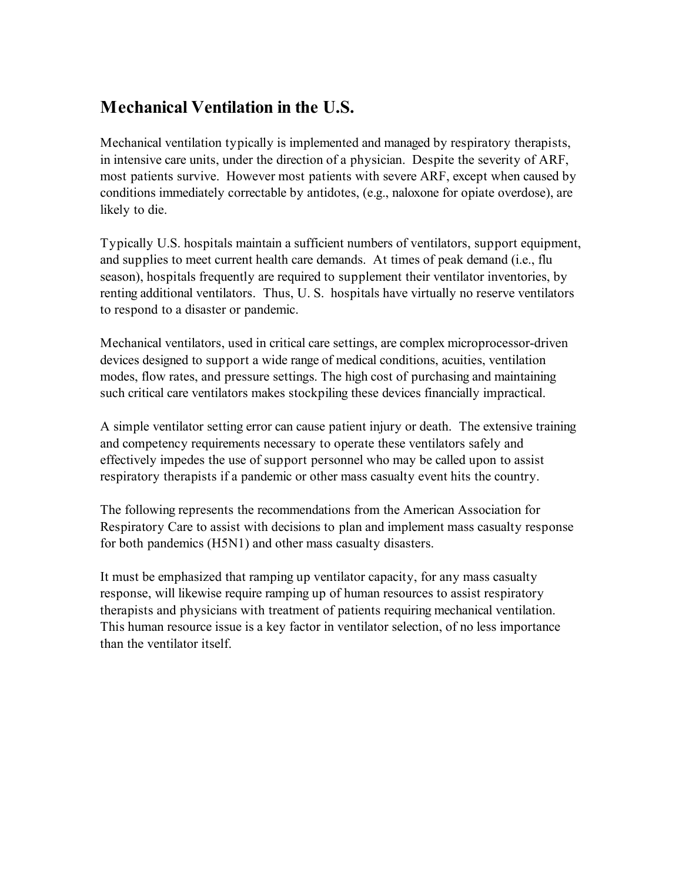## Mechanical Ventilation in the U.S.

Mechanical ventilation typically is implemented and managed by respiratory therapists, in intensive care units, under the direction of a physician. Despite the severity of ARF, most patients survive. However most patients with severe ARF, except when caused by conditions immediately correctable by antidotes, (e.g., naloxone for opiate overdose), are likely to die.

Typically U.S. hospitals maintain a sufficient numbers of ventilators, support equipment, and supplies to meet current health care demands. At times of peak demand (i.e., flu season), hospitals frequently are required to supplement their ventilator inventories, by renting additional ventilators. Thus, U. S. hospitals have virtually no reserve ventilators to respond to a disaster or pandemic.

Mechanical ventilators, used in critical care settings, are complex microprocessor-driven devices designed to support a wide range of medical conditions, acuities, ventilation modes, flow rates, and pressure settings. The high cost of purchasing and maintaining such critical care ventilators makes stockpiling these devices financially impractical.

A simple ventilator setting error can cause patient injury or death. The extensive training and competency requirements necessary to operate these ventilators safely and effectively impedes the use of support personnel who may be called upon to assist respiratory therapists if a pandemic or other mass casualty event hits the country.

The following represents the recommendations from the American Association for Respiratory Care to assist with decisions to plan and implement mass casualty response for both pandemics (H5N1) and other mass casualty disasters.

It must be emphasized that ramping up ventilator capacity, for any mass casualty response, will likewise require ramping up of human resources to assist respiratory therapists and physicians with treatment of patients requiring mechanical ventilation. This human resource issue is a key factor in ventilator selection, of no less importance than the ventilator itself.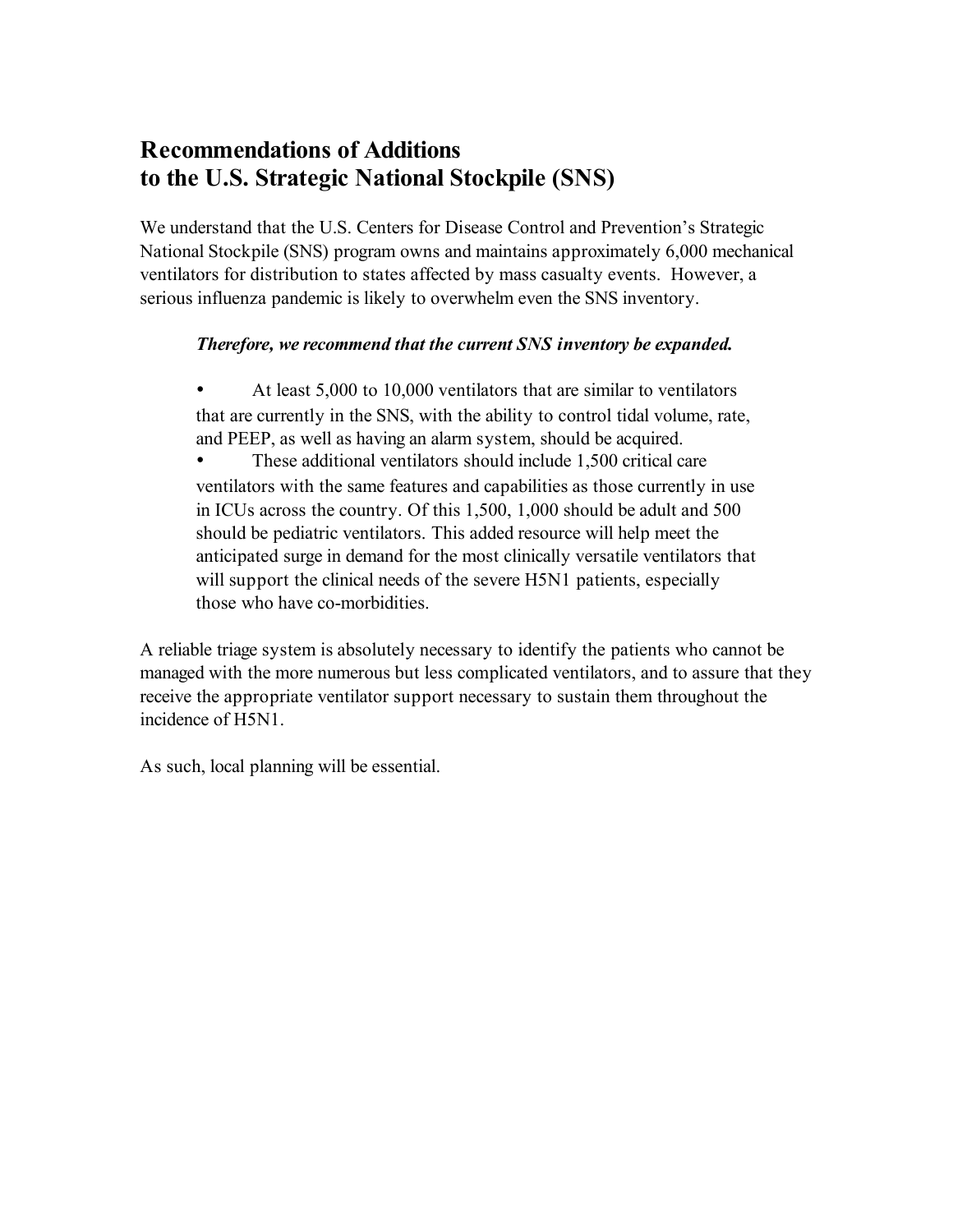## Recommendations of Additions to the U.S. Strategic National Stockpile (SNS)

We understand that the U.S. Centers for Disease Control and Prevention's Strategic National Stockpile (SNS) program owns and maintains approximately 6,000 mechanical ventilators for distribution to states affected by mass casualty events. However, a serious influenza pandemic is likely to overwhelm even the SNS inventory.

> ***Therefore, we recommend that the current SNS inventory be expanded.***
>
> - At least 5,000 to 10,000 ventilators that are similar to ventilators that are currently in the SNS, with the ability to control tidal volume, rate, and PEEP, as well as having an alarm system, should be acquired.
> - These additional ventilators should include 1,500 critical care ventilators with the same features and capabilities as those currently in use in ICUs across the country. Of this 1,500, 1,000 should be adult and 500 should be pediatric ventilators. This added resource will help meet the anticipated surge in demand for the most clinically versatile ventilators that will support the clinical needs of the severe H5N1 patients, especially those who have co-morbidities.

A reliable triage system is absolutely necessary to identify the patients who cannot be managed with the more numerous but less complicated ventilators, and to assure that they receive the appropriate ventilator support necessary to sustain them throughout the incidence of H5N1.

As such, local planning will be essential.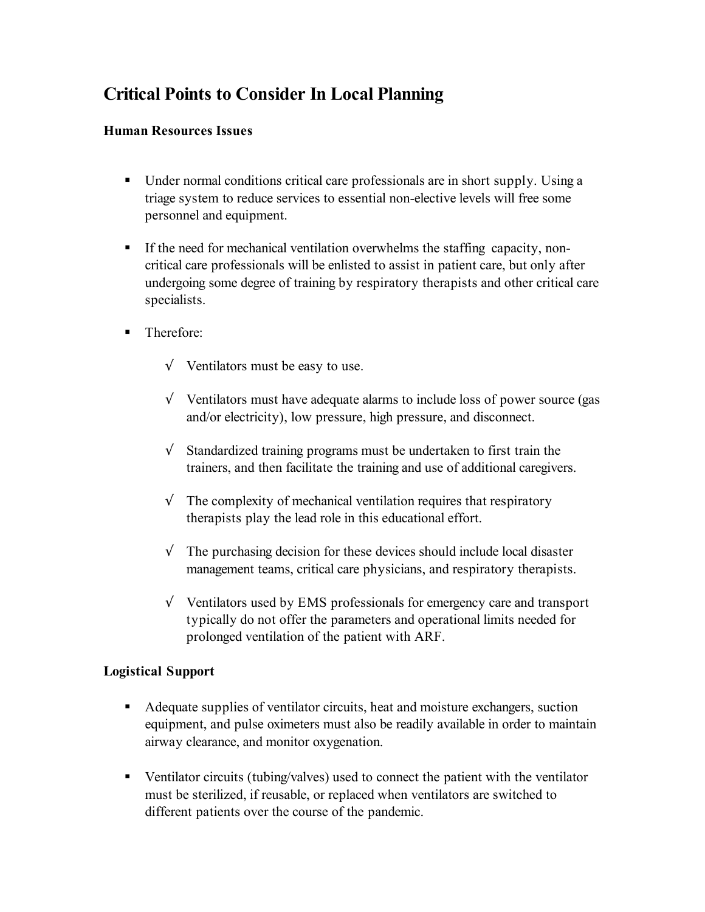# Critical Points to Consider In Local Planning

### Human Resources Issues

- Under normal conditions critical care professionals are in short supply. Using a triage system to reduce services to essential non-elective levels will free some personnel and equipment.

- If the need for mechanical ventilation overwhelms the staffing capacity, non-critical care professionals will be enlisted to assist in patient care, but only after undergoing some degree of training by respiratory therapists and other critical care specialists.

- Therefore:

  - √ Ventilators must be easy to use.

  - √ Ventilators must have adequate alarms to include loss of power source (gas and/or electricity), low pressure, high pressure, and disconnect.

  - √ Standardized training programs must be undertaken to first train the trainers, and then facilitate the training and use of additional caregivers.

  - √ The complexity of mechanical ventilation requires that respiratory therapists play the lead role in this educational effort.

  - √ The purchasing decision for these devices should include local disaster management teams, critical care physicians, and respiratory therapists.

  - √ Ventilators used by EMS professionals for emergency care and transport typically do not offer the parameters and operational limits needed for prolonged ventilation of the patient with ARF.

### Logistical Support

- Adequate supplies of ventilator circuits, heat and moisture exchangers, suction equipment, and pulse oximeters must also be readily available in order to maintain airway clearance, and monitor oxygenation.

- Ventilator circuits (tubing/valves) used to connect the patient with the ventilator must be sterilized, if reusable, or replaced when ventilators are switched to different patients over the course of the pandemic.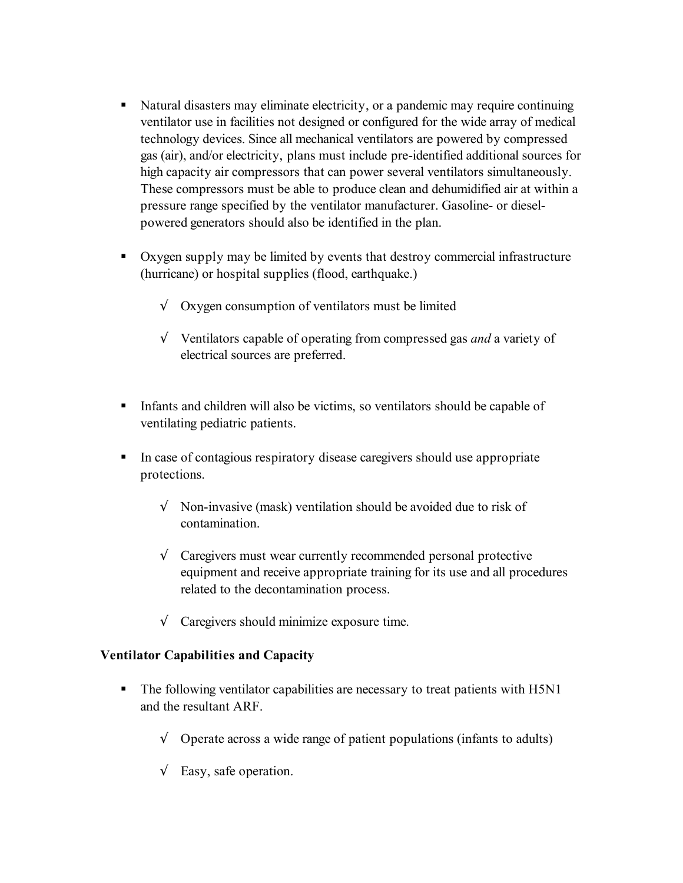- Natural disasters may eliminate electricity, or a pandemic may require continuing ventilator use in facilities not designed or configured for the wide array of medical technology devices. Since all mechanical ventilators are powered by compressed gas (air), and/or electricity, plans must include pre-identified additional sources for high capacity air compressors that can power several ventilators simultaneously. These compressors must be able to produce clean and dehumidified air at within a pressure range specified by the ventilator manufacturer. Gasoline- or diesel-powered generators should also be identified in the plan.

- Oxygen supply may be limited by events that destroy commercial infrastructure (hurricane) or hospital supplies (flood, earthquake.)

  - √ Oxygen consumption of ventilators must be limited

  - √ Ventilators capable of operating from compressed gas *and* a variety of electrical sources are preferred.

- Infants and children will also be victims, so ventilators should be capable of ventilating pediatric patients.

- In case of contagious respiratory disease caregivers should use appropriate protections.

  - √ Non-invasive (mask) ventilation should be avoided due to risk of contamination.

  - √ Caregivers must wear currently recommended personal protective equipment and receive appropriate training for its use and all procedures related to the decontamination process.

  - √ Caregivers should minimize exposure time.

**Ventilator Capabilities and Capacity**

- The following ventilator capabilities are necessary to treat patients with H5N1 and the resultant ARF.

  - √ Operate across a wide range of patient populations (infants to adults)

  - √ Easy, safe operation.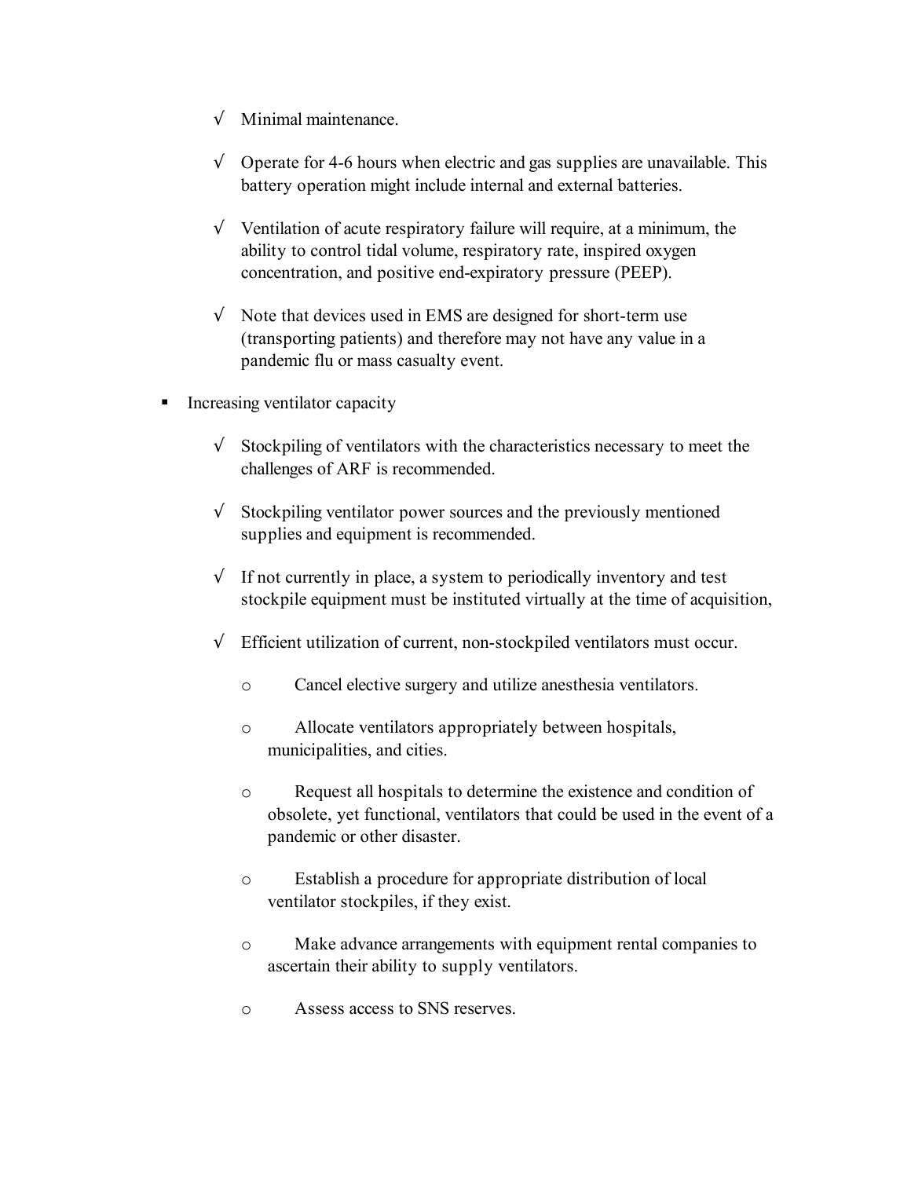- √ Minimal maintenance.

  - √ Operate for 4-6 hours when electric and gas supplies are unavailable. This battery operation might include internal and external batteries.

  - √ Ventilation of acute respiratory failure will require, at a minimum, the ability to control tidal volume, respiratory rate, inspired oxygen concentration, and positive end-expiratory pressure (PEEP).

  - √ Note that devices used in EMS are designed for short-term use (transporting patients) and therefore may not have any value in a pandemic flu or mass casualty event.

- Increasing ventilator capacity

  - √ Stockpiling of ventilators with the characteristics necessary to meet the challenges of ARF is recommended.

  - √ Stockpiling ventilator power sources and the previously mentioned supplies and equipment is recommended.

  - √ If not currently in place, a system to periodically inventory and test stockpile equipment must be instituted virtually at the time of acquisition,

  - √ Efficient utilization of current, non-stockpiled ventilators must occur.

    - o Cancel elective surgery and utilize anesthesia ventilators.

    - o Allocate ventilators appropriately between hospitals, municipalities, and cities.

    - o Request all hospitals to determine the existence and condition of obsolete, yet functional, ventilators that could be used in the event of a pandemic or other disaster.

    - o Establish a procedure for appropriate distribution of local ventilator stockpiles, if they exist.

    - o Make advance arrangements with equipment rental companies to ascertain their ability to supply ventilators.

    - o Assess access to SNS reserves.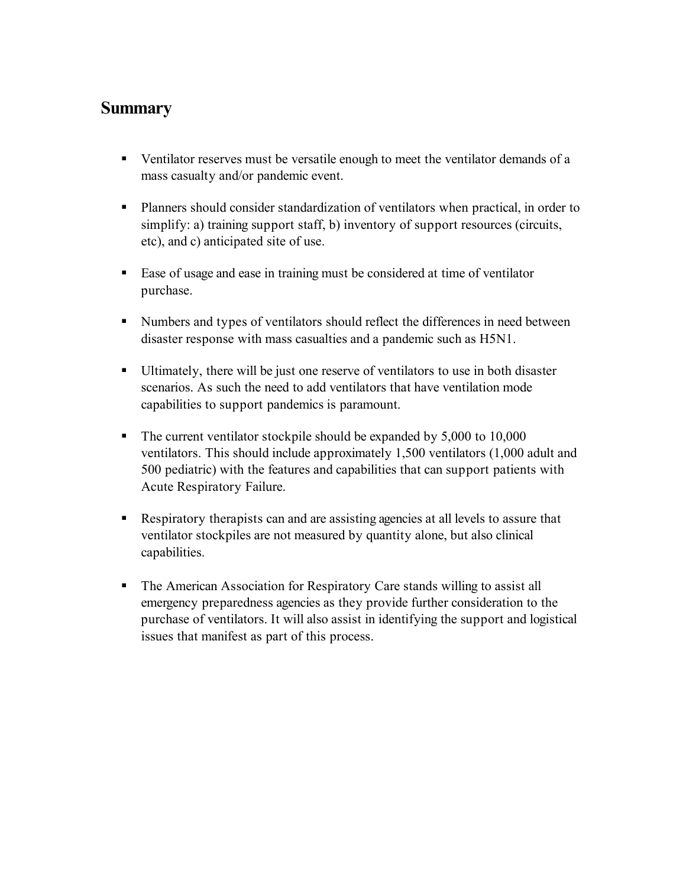## Summary

- Ventilator reserves must be versatile enough to meet the ventilator demands of a mass casualty and/or pandemic event.
- Planners should consider standardization of ventilators when practical, in order to simplify: a) training support staff, b) inventory of support resources (circuits, etc), and c) anticipated site of use.
- Ease of usage and ease in training must be considered at time of ventilator purchase.
- Numbers and types of ventilators should reflect the differences in need between disaster response with mass casualties and a pandemic such as H5N1.
- Ultimately, there will be just one reserve of ventilators to use in both disaster scenarios. As such the need to add ventilators that have ventilation mode capabilities to support pandemics is paramount.
- The current ventilator stockpile should be expanded by 5,000 to 10,000 ventilators. This should include approximately 1,500 ventilators (1,000 adult and 500 pediatric) with the features and capabilities that can support patients with Acute Respiratory Failure.
- Respiratory therapists can and are assisting agencies at all levels to assure that ventilator stockpiles are not measured by quantity alone, but also clinical capabilities.
- The American Association for Respiratory Care stands willing to assist all emergency preparedness agencies as they provide further consideration to the purchase of ventilators. It will also assist in identifying the support and logistical issues that manifest as part of this process.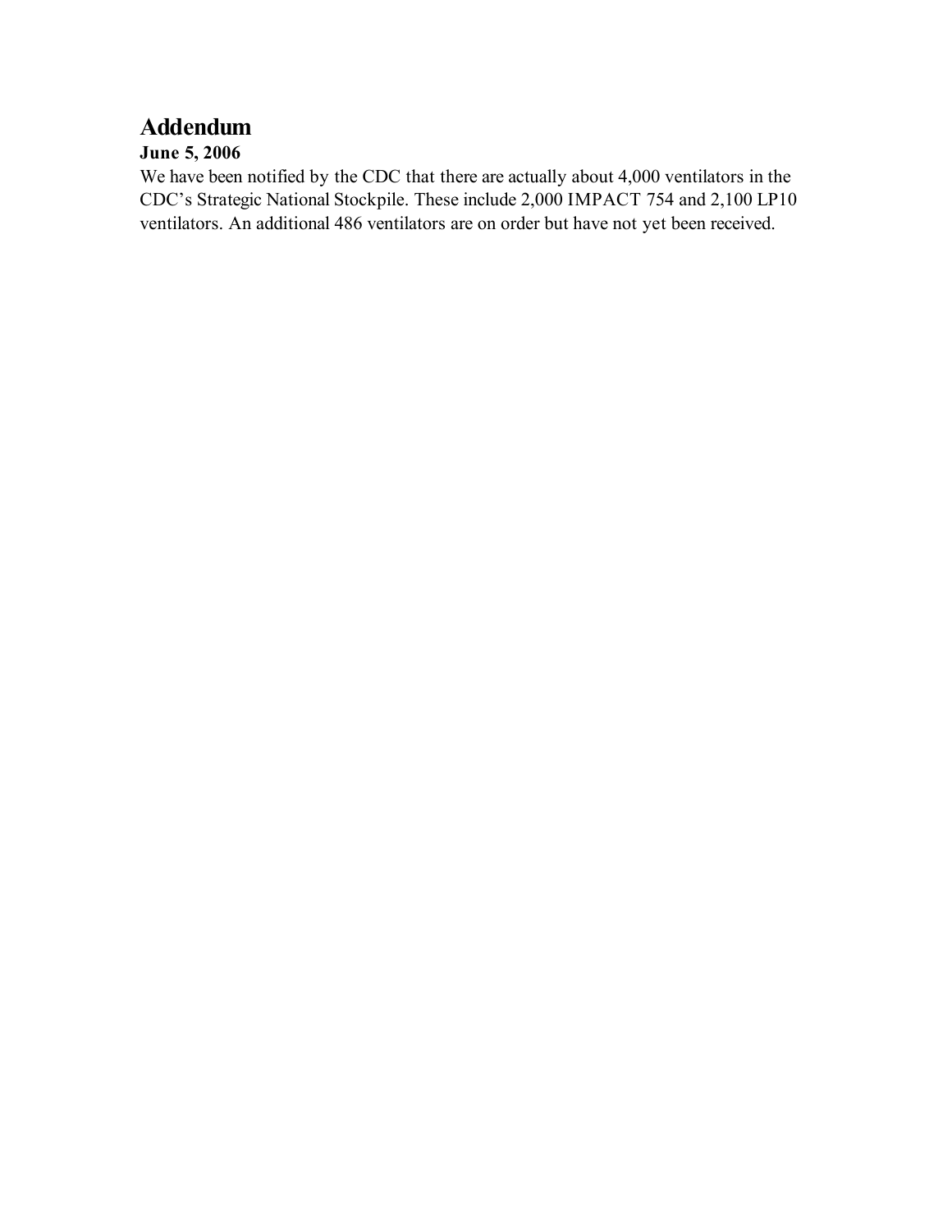## Addendum

**June 5, 2006**

We have been notified by the CDC that there are actually about 4,000 ventilators in the CDC's Strategic National Stockpile. These include 2,000 IMPACT 754 and 2,100 LP10 ventilators. An additional 486 ventilators are on order but have not yet been received.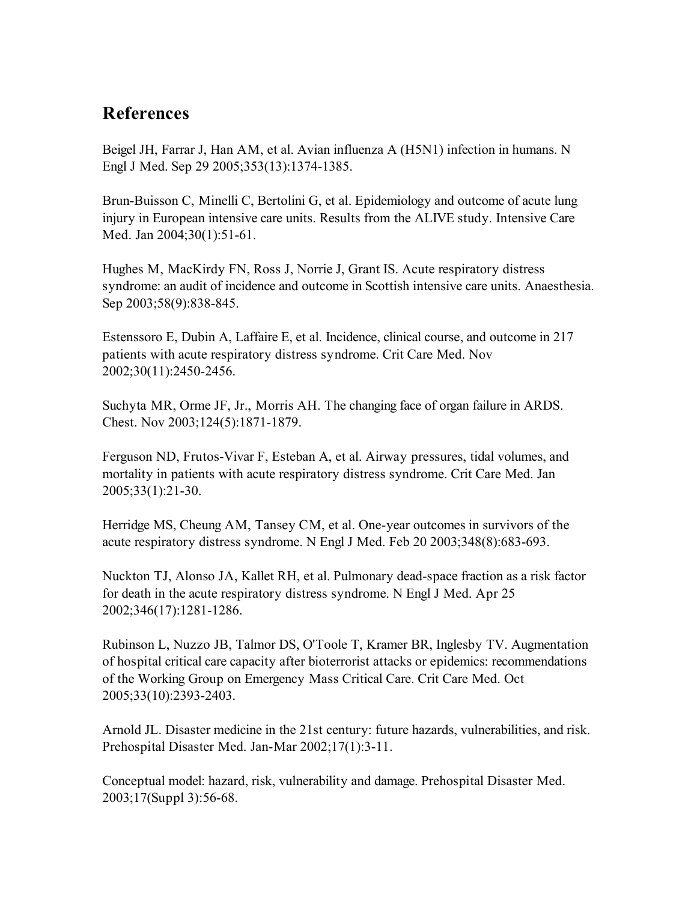## References

Beigel JH, Farrar J, Han AM, et al. Avian influenza A (H5N1) infection in humans. N Engl J Med. Sep 29 2005;353(13):1374-1385.

Brun-Buisson C, Minelli C, Bertolini G, et al. Epidemiology and outcome of acute lung injury in European intensive care units. Results from the ALIVE study. Intensive Care Med. Jan 2004;30(1):51-61.

Hughes M, MacKirdy FN, Ross J, Norrie J, Grant IS. Acute respiratory distress syndrome: an audit of incidence and outcome in Scottish intensive care units. Anaesthesia. Sep 2003;58(9):838-845.

Estenssoro E, Dubin A, Laffaire E, et al. Incidence, clinical course, and outcome in 217 patients with acute respiratory distress syndrome. Crit Care Med. Nov 2002;30(11):2450-2456.

Suchyta MR, Orme JF, Jr., Morris AH. The changing face of organ failure in ARDS. Chest. Nov 2003;124(5):1871-1879.

Ferguson ND, Frutos-Vivar F, Esteban A, et al. Airway pressures, tidal volumes, and mortality in patients with acute respiratory distress syndrome. Crit Care Med. Jan 2005;33(1):21-30.

Herridge MS, Cheung AM, Tansey CM, et al. One-year outcomes in survivors of the acute respiratory distress syndrome. N Engl J Med. Feb 20 2003;348(8):683-693.

Nuckton TJ, Alonso JA, Kallet RH, et al. Pulmonary dead-space fraction as a risk factor for death in the acute respiratory distress syndrome. N Engl J Med. Apr 25 2002;346(17):1281-1286.

Rubinson L, Nuzzo JB, Talmor DS, O'Toole T, Kramer BR, Inglesby TV. Augmentation of hospital critical care capacity after bioterrorist attacks or epidemics: recommendations of the Working Group on Emergency Mass Critical Care. Crit Care Med. Oct 2005;33(10):2393-2403.

Arnold JL. Disaster medicine in the 21st century: future hazards, vulnerabilities, and risk. Prehospital Disaster Med. Jan-Mar 2002;17(1):3-11.

Conceptual model: hazard, risk, vulnerability and damage. Prehospital Disaster Med. 2003;17(Suppl 3):56-68.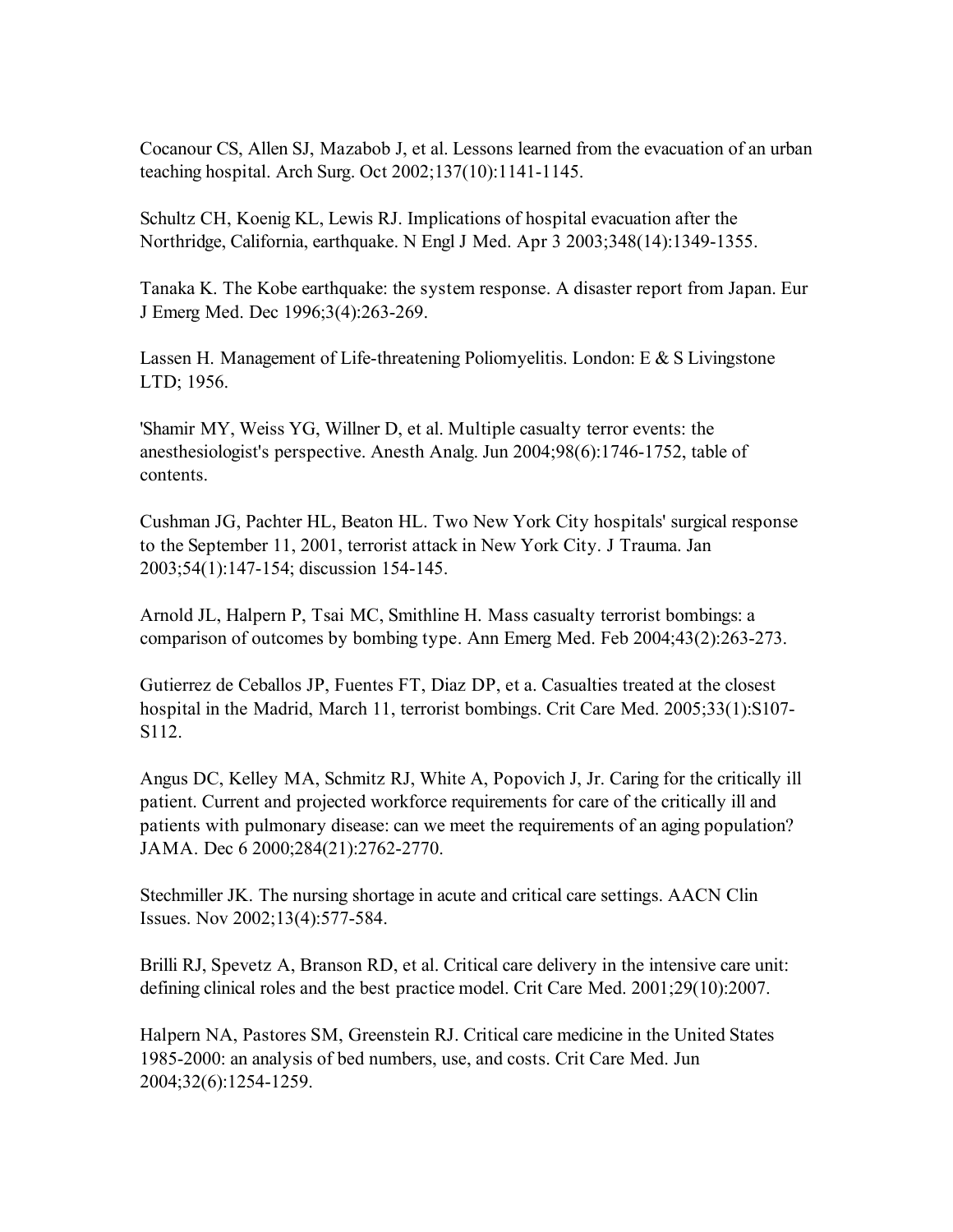Cocanour CS, Allen SJ, Mazabob J, et al. Lessons learned from the evacuation of an urban teaching hospital. Arch Surg. Oct 2002;137(10):1141-1145.

Schultz CH, Koenig KL, Lewis RJ. Implications of hospital evacuation after the Northridge, California, earthquake. N Engl J Med. Apr 3 2003;348(14):1349-1355.

Tanaka K. The Kobe earthquake: the system response. A disaster report from Japan. Eur J Emerg Med. Dec 1996;3(4):263-269.

Lassen H. Management of Life-threatening Poliomyelitis. London: E & S Livingstone LTD; 1956.

'Shamir MY, Weiss YG, Willner D, et al. Multiple casualty terror events: the anesthesiologist's perspective. Anesth Analg. Jun 2004;98(6):1746-1752, table of contents.

Cushman JG, Pachter HL, Beaton HL. Two New York City hospitals' surgical response to the September 11, 2001, terrorist attack in New York City. J Trauma. Jan 2003;54(1):147-154; discussion 154-145.

Arnold JL, Halpern P, Tsai MC, Smithline H. Mass casualty terrorist bombings: a comparison of outcomes by bombing type. Ann Emerg Med. Feb 2004;43(2):263-273.

Gutierrez de Ceballos JP, Fuentes FT, Diaz DP, et a. Casualties treated at the closest hospital in the Madrid, March 11, terrorist bombings. Crit Care Med. 2005;33(1):S107-S112.

Angus DC, Kelley MA, Schmitz RJ, White A, Popovich J, Jr. Caring for the critically ill patient. Current and projected workforce requirements for care of the critically ill and patients with pulmonary disease: can we meet the requirements of an aging population? JAMA. Dec 6 2000;284(21):2762-2770.

Stechmiller JK. The nursing shortage in acute and critical care settings. AACN Clin Issues. Nov 2002;13(4):577-584.

Brilli RJ, Spevetz A, Branson RD, et al. Critical care delivery in the intensive care unit: defining clinical roles and the best practice model. Crit Care Med. 2001;29(10):2007.

Halpern NA, Pastores SM, Greenstein RJ. Critical care medicine in the United States 1985-2000: an analysis of bed numbers, use, and costs. Crit Care Med. Jun 2004;32(6):1254-1259.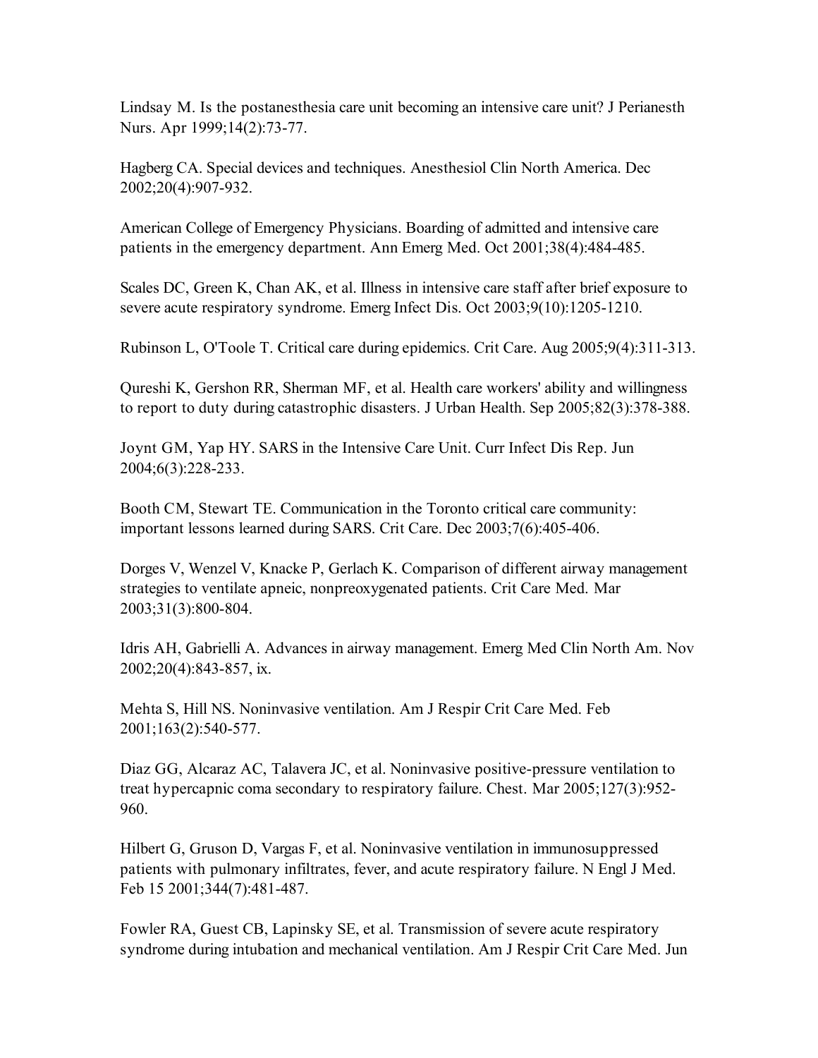Lindsay M. Is the postanesthesia care unit becoming an intensive care unit? J Perianesth Nurs. Apr 1999;14(2):73-77.

Hagberg CA. Special devices and techniques. Anesthesiol Clin North America. Dec 2002;20(4):907-932.

American College of Emergency Physicians. Boarding of admitted and intensive care patients in the emergency department. Ann Emerg Med. Oct 2001;38(4):484-485.

Scales DC, Green K, Chan AK, et al. Illness in intensive care staff after brief exposure to severe acute respiratory syndrome. Emerg Infect Dis. Oct 2003;9(10):1205-1210.

Rubinson L, O'Toole T. Critical care during epidemics. Crit Care. Aug 2005;9(4):311-313.

Qureshi K, Gershon RR, Sherman MF, et al. Health care workers' ability and willingness to report to duty during catastrophic disasters. J Urban Health. Sep 2005;82(3):378-388.

Joynt GM, Yap HY. SARS in the Intensive Care Unit. Curr Infect Dis Rep. Jun 2004;6(3):228-233.

Booth CM, Stewart TE. Communication in the Toronto critical care community: important lessons learned during SARS. Crit Care. Dec 2003;7(6):405-406.

Dorges V, Wenzel V, Knacke P, Gerlach K. Comparison of different airway management strategies to ventilate apneic, nonpreoxygenated patients. Crit Care Med. Mar 2003;31(3):800-804.

Idris AH, Gabrielli A. Advances in airway management. Emerg Med Clin North Am. Nov 2002;20(4):843-857, ix.

Mehta S, Hill NS. Noninvasive ventilation. Am J Respir Crit Care Med. Feb 2001;163(2):540-577.

Diaz GG, Alcaraz AC, Talavera JC, et al. Noninvasive positive-pressure ventilation to treat hypercapnic coma secondary to respiratory failure. Chest. Mar 2005;127(3):952-960.

Hilbert G, Gruson D, Vargas F, et al. Noninvasive ventilation in immunosuppressed patients with pulmonary infiltrates, fever, and acute respiratory failure. N Engl J Med. Feb 15 2001;344(7):481-487.

Fowler RA, Guest CB, Lapinsky SE, et al. Transmission of severe acute respiratory syndrome during intubation and mechanical ventilation. Am J Respir Crit Care Med. Jun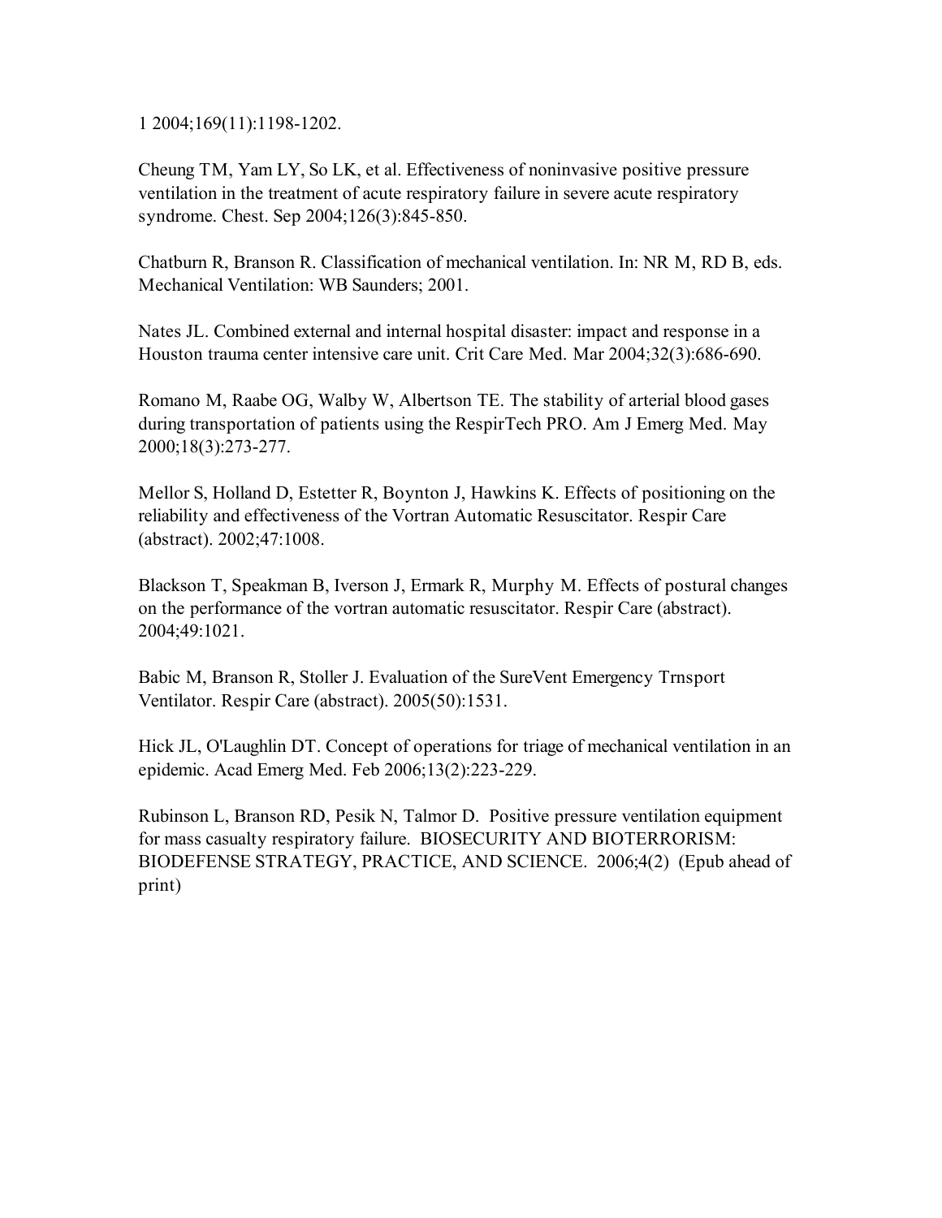1 2004;169(11):1198-1202.

Cheung TM, Yam LY, So LK, et al. Effectiveness of noninvasive positive pressure ventilation in the treatment of acute respiratory failure in severe acute respiratory syndrome. Chest. Sep 2004;126(3):845-850.

Chatburn R, Branson R. Classification of mechanical ventilation. In: NR M, RD B, eds. Mechanical Ventilation: WB Saunders; 2001.

Nates JL. Combined external and internal hospital disaster: impact and response in a Houston trauma center intensive care unit. Crit Care Med. Mar 2004;32(3):686-690.

Romano M, Raabe OG, Walby W, Albertson TE. The stability of arterial blood gases during transportation of patients using the RespirTech PRO. Am J Emerg Med. May 2000;18(3):273-277.

Mellor S, Holland D, Estetter R, Boynton J, Hawkins K. Effects of positioning on the reliability and effectiveness of the Vortran Automatic Resuscitator. Respir Care (abstract). 2002;47:1008.

Blackson T, Speakman B, Iverson J, Ermark R, Murphy M. Effects of postural changes on the performance of the vortran automatic resuscitator. Respir Care (abstract). 2004;49:1021.

Babic M, Branson R, Stoller J. Evaluation of the SureVent Emergency Trnsport Ventilator. Respir Care (abstract). 2005(50):1531.

Hick JL, O'Laughlin DT. Concept of operations for triage of mechanical ventilation in an epidemic. Acad Emerg Med. Feb 2006;13(2):223-229.

Rubinson L, Branson RD, Pesik N, Talmor D. Positive pressure ventilation equipment for mass casualty respiratory failure. BIOSECURITY AND BIOTERRORISM: BIODEFENSE STRATEGY, PRACTICE, AND SCIENCE. 2006;4(2) (Epub ahead of print)